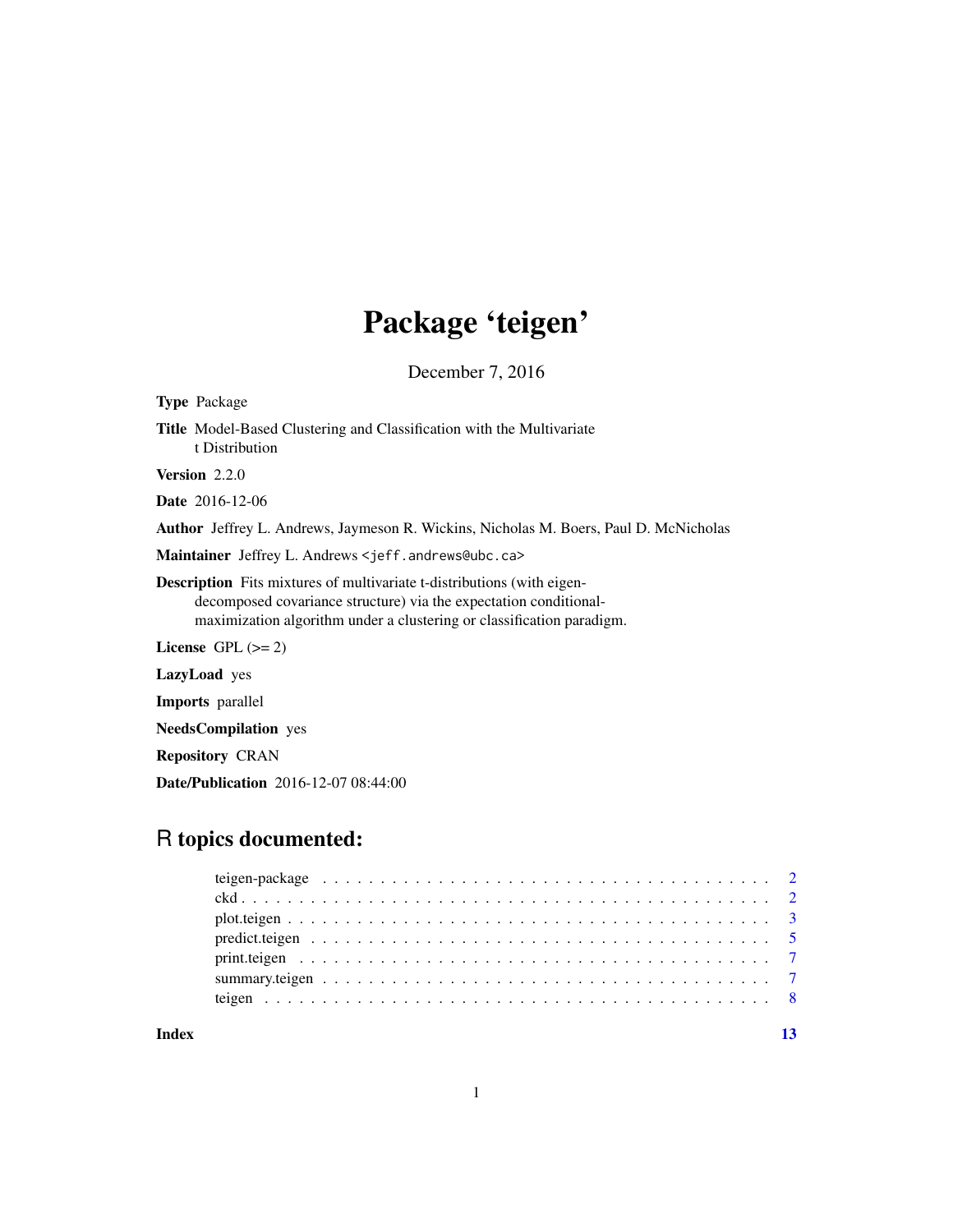# Package 'teigen'

December 7, 2016

**Type** Package

**Title** Model-Based Clustering and Classification with the Multivariate t Distribution

**Version** 2.2.0

**Date** 2016-12-06

**Author** Jeffrey L. Andrews, Jaymeson R. Wickins, Nicholas M. Boers, Paul D. McNicholas

**Maintainer** Jeffrey L. Andrews <jeff.andrews@ubc.ca>

**Description** Fits mixtures of multivariate t-distributions (with eigen-decomposed covariance structure) via the expectation conditional-maximization algorithm under a clustering or classification paradigm.

**License** GPL (>= 2)

**LazyLoad** yes

**Imports** parallel

**NeedsCompilation** yes

**Repository** CRAN

**Date/Publication** 2016-12-07 08:44:00

## R topics documented:

- teigen-package . . . . . . . . . . . . . . . . . . . . . . . . . . . . . . . . . . . . . . . 2
- ckd . . . . . . . . . . . . . . . . . . . . . . . . . . . . . . . . . . . . . . . . . . . . . 2
- plot.teigen . . . . . . . . . . . . . . . . . . . . . . . . . . . . . . . . . . . . . . . . . 3
- predict.teigen . . . . . . . . . . . . . . . . . . . . . . . . . . . . . . . . . . . . . . . 5
- print.teigen . . . . . . . . . . . . . . . . . . . . . . . . . . . . . . . . . . . . . . . . 7
- summary.teigen . . . . . . . . . . . . . . . . . . . . . . . . . . . . . . . . . . . . . . 7
- teigen . . . . . . . . . . . . . . . . . . . . . . . . . . . . . . . . . . . . . . . . . . . 8

**Index** 13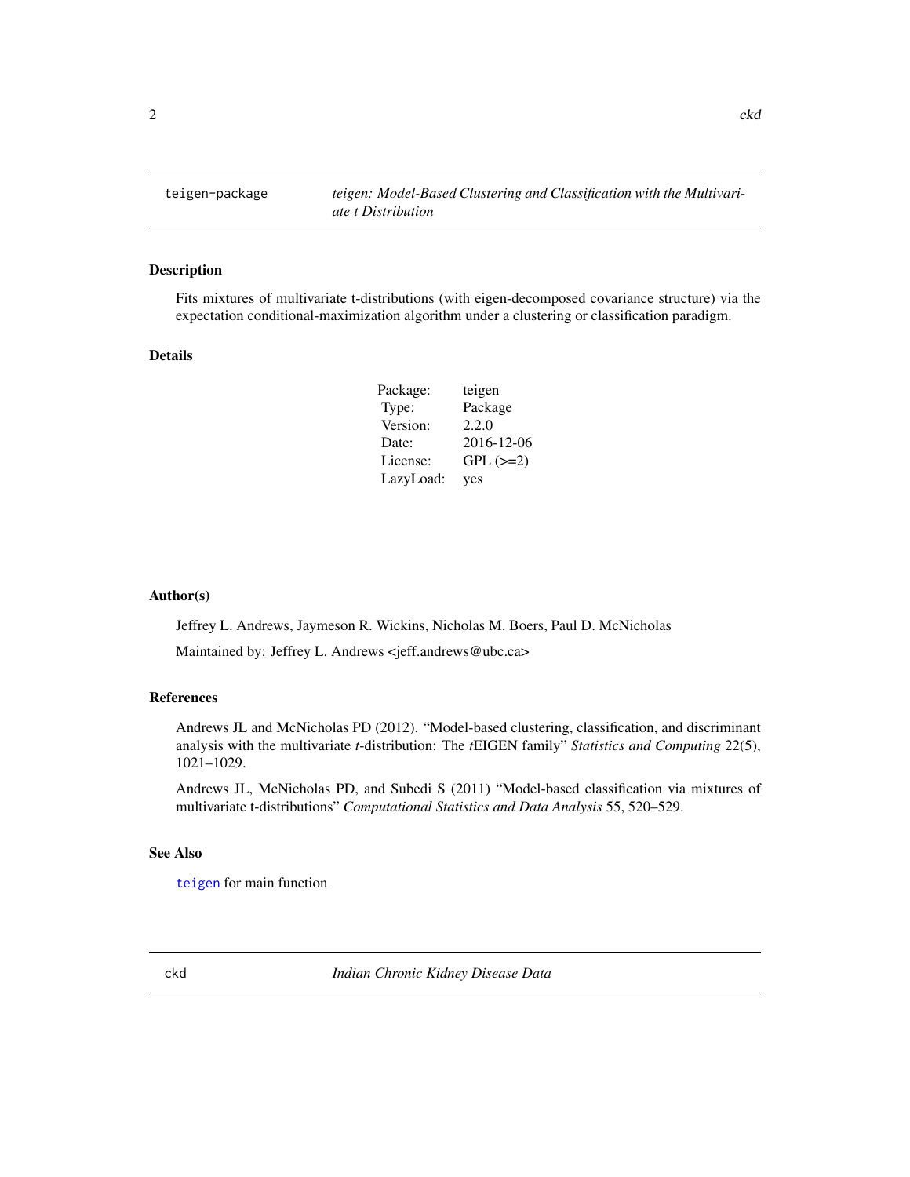## teigen-package — *teigen: Model-Based Clustering and Classification with the Multivariate t Distribution*

### Description

Fits mixtures of multivariate t-distributions (with eigen-decomposed covariance structure) via the expectation conditional-maximization algorithm under a clustering or classification paradigm.

### Details

| | |
|---|---|
| Package: | teigen |
| Type: | Package |
| Version: | 2.2.0 |
| Date: | 2016-12-06 |
| License: | GPL (>=2) |
| LazyLoad: | yes |

### Author(s)

Jeffrey L. Andrews, Jaymeson R. Wickins, Nicholas M. Boers, Paul D. McNicholas

Maintained by: Jeffrey L. Andrews <jeff.andrews@ubc.ca>

### References

Andrews JL and McNicholas PD (2012). "Model-based clustering, classification, and discriminant analysis with the multivariate *t*-distribution: The *t*EIGEN family" *Statistics and Computing* 22(5), 1021–1029.

Andrews JL, McNicholas PD, and Subedi S (2011) "Model-based classification via mixtures of multivariate t-distributions" *Computational Statistics and Data Analysis* 55, 520–529.

### See Also

`teigen` for main function

## ckd — *Indian Chronic Kidney Disease Data*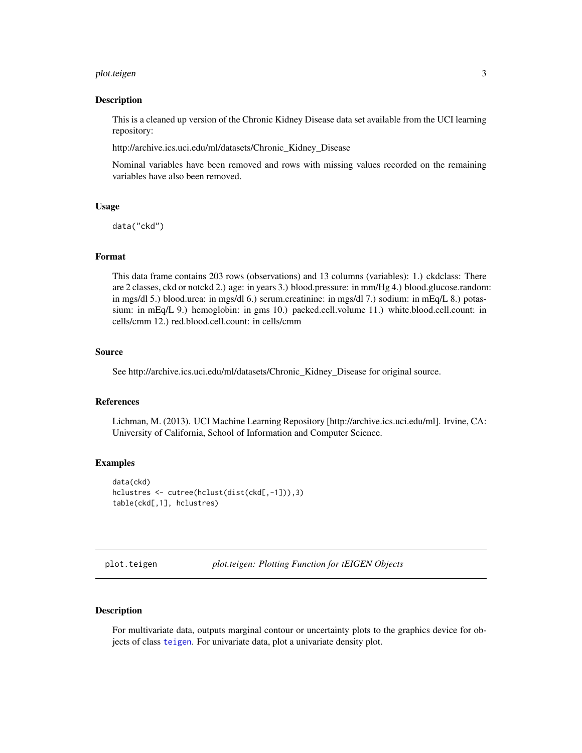## Description

This is a cleaned up version of the Chronic Kidney Disease data set available from the UCI learning repository:

http://archive.ics.uci.edu/ml/datasets/Chronic_Kidney_Disease

Nominal variables have been removed and rows with missing values recorded on the remaining variables have also been removed.

## Usage

```
data("ckd")
```

## Format

This data frame contains 203 rows (observations) and 13 columns (variables): 1.) ckdclass: There are 2 classes, ckd or notckd 2.) age: in years 3.) blood.pressure: in mm/Hg 4.) blood.glucose.random: in mgs/dl 5.) blood.urea: in mgs/dl 6.) serum.creatinine: in mgs/dl 7.) sodium: in mEq/L 8.) potassium: in mEq/L 9.) hemoglobin: in gms 10.) packed.cell.volume 11.) white.blood.cell.count: in cells/cmm 12.) red.blood.cell.count: in cells/cmm

## Source

See http://archive.ics.uci.edu/ml/datasets/Chronic_Kidney_Disease for original source.

## References

Lichman, M. (2013). UCI Machine Learning Repository [http://archive.ics.uci.edu/ml]. Irvine, CA: University of California, School of Information and Computer Science.

## Examples

```
data(ckd)
hclustres <- cutree(hclust(dist(ckd[,-1])),3)
table(ckd[,1], hclustres)
```

---

# plot.teigen — *plot.teigen: Plotting Function for tEIGEN Objects*

## Description

For multivariate data, outputs marginal contour or uncertainty plots to the graphics device for objects of class teigen. For univariate data, plot a univariate density plot.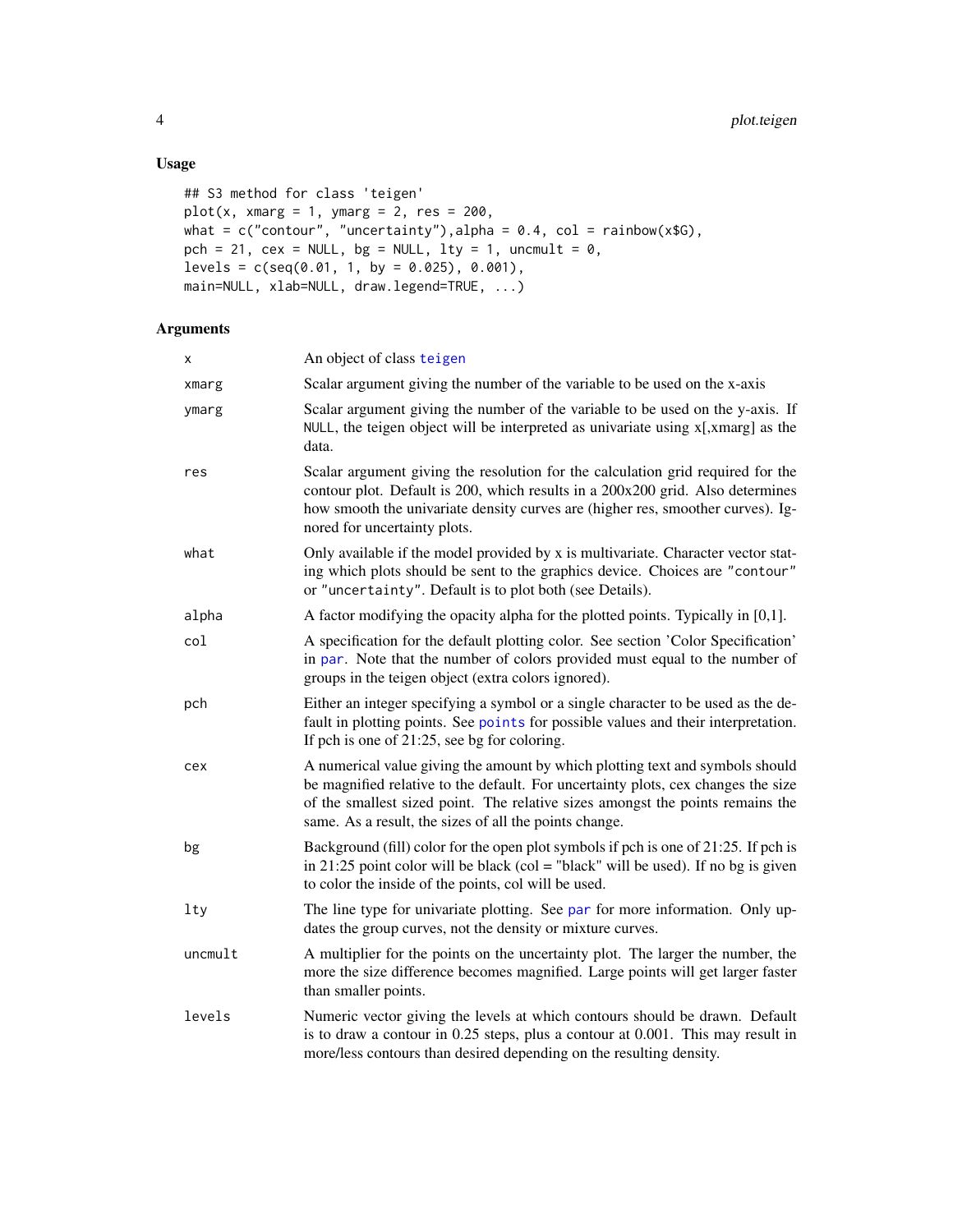## Usage

```
## S3 method for class 'teigen'
plot(x, xmarg = 1, ymarg = 2, res = 200,
what = c("contour", "uncertainty"),alpha = 0.4, col = rainbow(x$G),
pch = 21, cex = NULL, bg = NULL, lty = 1, uncmult = 0,
levels = c(seq(0.01, 1, by = 0.025), 0.001),
main=NULL, xlab=NULL, draw.legend=TRUE, ...)
```

## Arguments

| | |
|---|---|
| `x` | An object of class `teigen` |
| `xmarg` | Scalar argument giving the number of the variable to be used on the x-axis |
| `ymarg` | Scalar argument giving the number of the variable to be used on the y-axis. If `NULL`, the teigen object will be interpreted as univariate using x[,xmarg] as the data. |
| `res` | Scalar argument giving the resolution for the calculation grid required for the contour plot. Default is 200, which results in a 200x200 grid. Also determines how smooth the univariate density curves are (higher res, smoother curves). Ignored for uncertainty plots. |
| `what` | Only available if the model provided by x is multivariate. Character vector stating which plots should be sent to the graphics device. Choices are `"contour"` or `"uncertainty"`. Default is to plot both (see Details). |
| `alpha` | A factor modifying the opacity alpha for the plotted points. Typically in [0,1]. |
| `col` | A specification for the default plotting color. See section 'Color Specification' in `par`. Note that the number of colors provided must equal to the number of groups in the teigen object (extra colors ignored). |
| `pch` | Either an integer specifying a symbol or a single character to be used as the default in plotting points. See `points` for possible values and their interpretation. If pch is one of 21:25, see bg for coloring. |
| `cex` | A numerical value giving the amount by which plotting text and symbols should be magnified relative to the default. For uncertainty plots, cex changes the size of the smallest sized point. The relative sizes amongst the points remains the same. As a result, the sizes of all the points change. |
| `bg` | Background (fill) color for the open plot symbols if pch is one of 21:25. If pch is in 21:25 point color will be black (col = "black" will be used). If no bg is given to color the inside of the points, col will be used. |
| `lty` | The line type for univariate plotting. See `par` for more information. Only updates the group curves, not the density or mixture curves. |
| `uncmult` | A multiplier for the points on the uncertainty plot. The larger the number, the more the size difference becomes magnified. Large points will get larger faster than smaller points. |
| `levels` | Numeric vector giving the levels at which contours should be drawn. Default is to draw a contour in 0.25 steps, plus a contour at 0.001. This may result in more/less contours than desired depending on the resulting density. |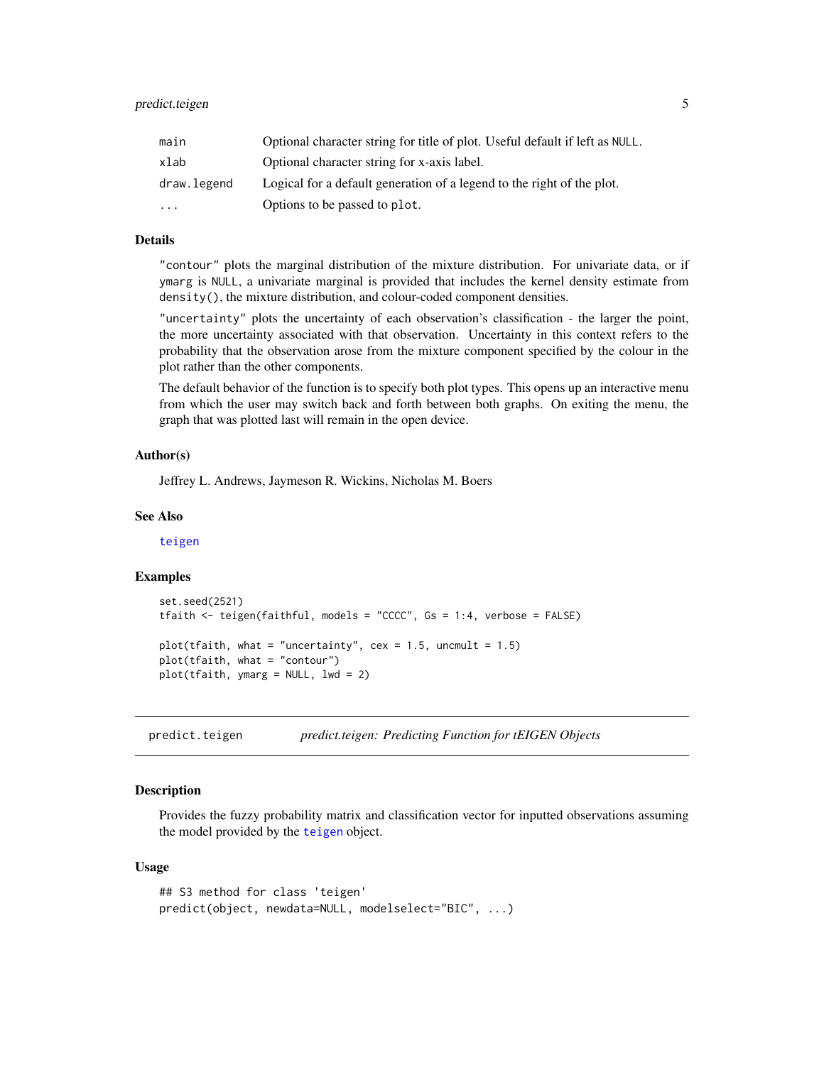| | |
|---|---|
| main | Optional character string for title of plot. Useful default if left as NULL. |
| xlab | Optional character string for x-axis label. |
| draw.legend | Logical for a default generation of a legend to the right of the plot. |
| ... | Options to be passed to plot. |

### Details

"contour" plots the marginal distribution of the mixture distribution. For univariate data, or if ymarg is NULL, a univariate marginal is provided that includes the kernel density estimate from density(), the mixture distribution, and colour-coded component densities.

"uncertainty" plots the uncertainty of each observation's classification - the larger the point, the more uncertainty associated with that observation. Uncertainty in this context refers to the probability that the observation arose from the mixture component specified by the colour in the plot rather than the other components.

The default behavior of the function is to specify both plot types. This opens up an interactive menu from which the user may switch back and forth between both graphs. On exiting the menu, the graph that was plotted last will remain in the open device.

### Author(s)

Jeffrey L. Andrews, Jaymeson R. Wickins, Nicholas M. Boers

### See Also

teigen

### Examples

```
set.seed(2521)
tfaith <- teigen(faithful, models = "CCCC", Gs = 1:4, verbose = FALSE)

plot(tfaith, what = "uncertainty", cex = 1.5, uncmult = 1.5)
plot(tfaith, what = "contour")
plot(tfaith, ymarg = NULL, lwd = 2)
```

---

## predict.teigen — *predict.teigen: Predicting Function for tEIGEN Objects*

### Description

Provides the fuzzy probability matrix and classification vector for inputted observations assuming the model provided by the teigen object.

### Usage

```
## S3 method for class 'teigen'
predict(object, newdata=NULL, modelselect="BIC", ...)
```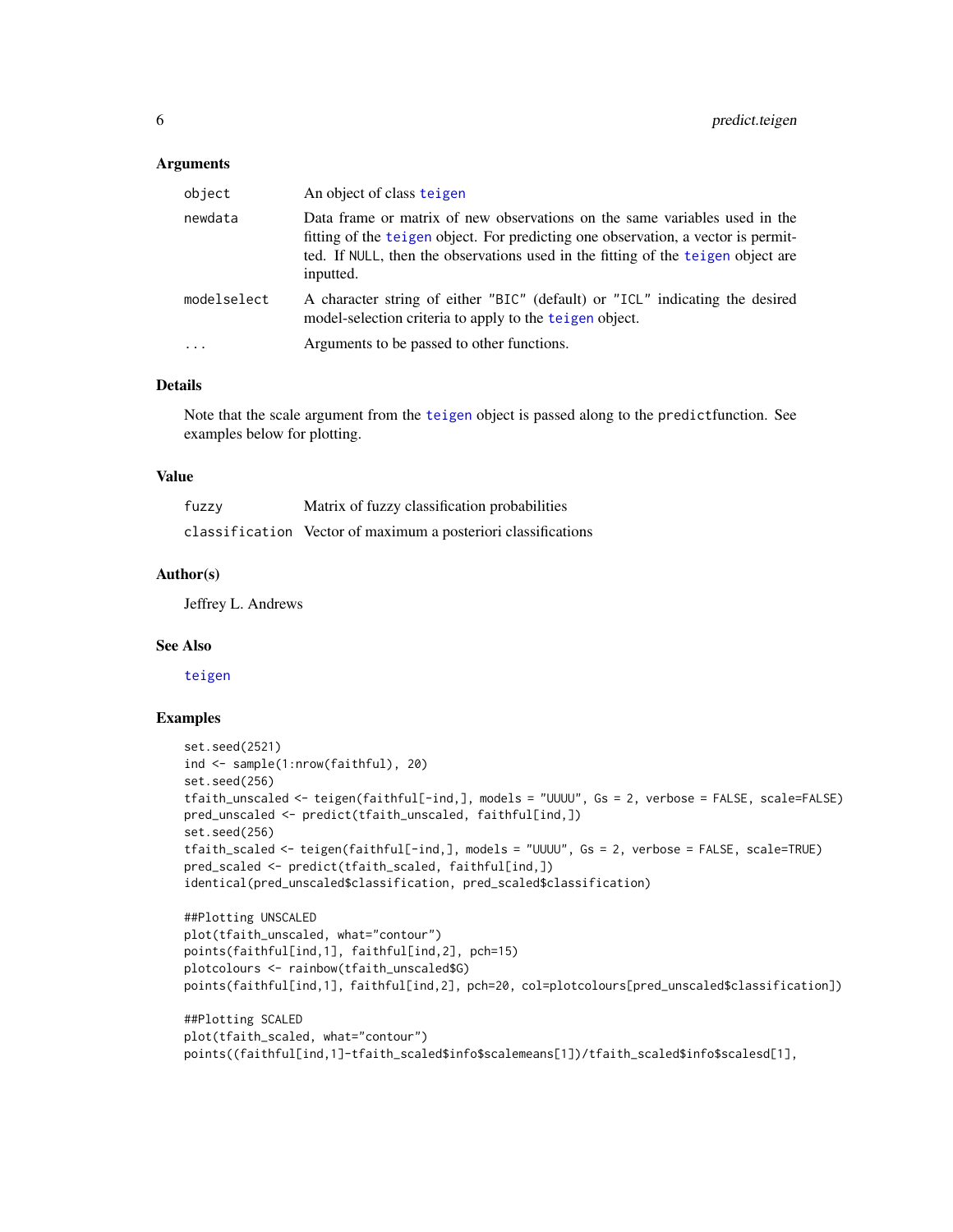### Arguments

| | |
|---|---|
| `object` | An object of class `teigen` |
| `newdata` | Data frame or matrix of new observations on the same variables used in the fitting of the `teigen` object. For predicting one observation, a vector is permitted. If `NULL`, then the observations used in the fitting of the `teigen` object are inputted. |
| `modelselect` | A character string of either `"BIC"` (default) or `"ICL"` indicating the desired model-selection criteria to apply to the `teigen` object. |
| `...` | Arguments to be passed to other functions. |

### Details

Note that the scale argument from the `teigen` object is passed along to the `predict`function. See examples below for plotting.

### Value

| | |
|---|---|
| `fuzzy` | Matrix of fuzzy classification probabilities |
| `classification` | Vector of maximum a posteriori classifications |

### Author(s)

Jeffrey L. Andrews

### See Also

`teigen`

### Examples

```
set.seed(2521)
ind <- sample(1:nrow(faithful), 20)
set.seed(256)
tfaith_unscaled <- teigen(faithful[-ind,], models = "UUUU", Gs = 2, verbose = FALSE, scale=FALSE)
pred_unscaled <- predict(tfaith_unscaled, faithful[ind,])
set.seed(256)
tfaith_scaled <- teigen(faithful[-ind,], models = "UUUU", Gs = 2, verbose = FALSE, scale=TRUE)
pred_scaled <- predict(tfaith_scaled, faithful[ind,])
identical(pred_unscaled$classification, pred_scaled$classification)

##Plotting UNSCALED
plot(tfaith_unscaled, what="contour")
points(faithful[ind,1], faithful[ind,2], pch=15)
plotcolours <- rainbow(tfaith_unscaled$G)
points(faithful[ind,1], faithful[ind,2], pch=20, col=plotcolours[pred_unscaled$classification])

##Plotting SCALED
plot(tfaith_scaled, what="contour")
points((faithful[ind,1]-tfaith_scaled$info$scalemeans[1])/tfaith_scaled$info$scalesd[1],
```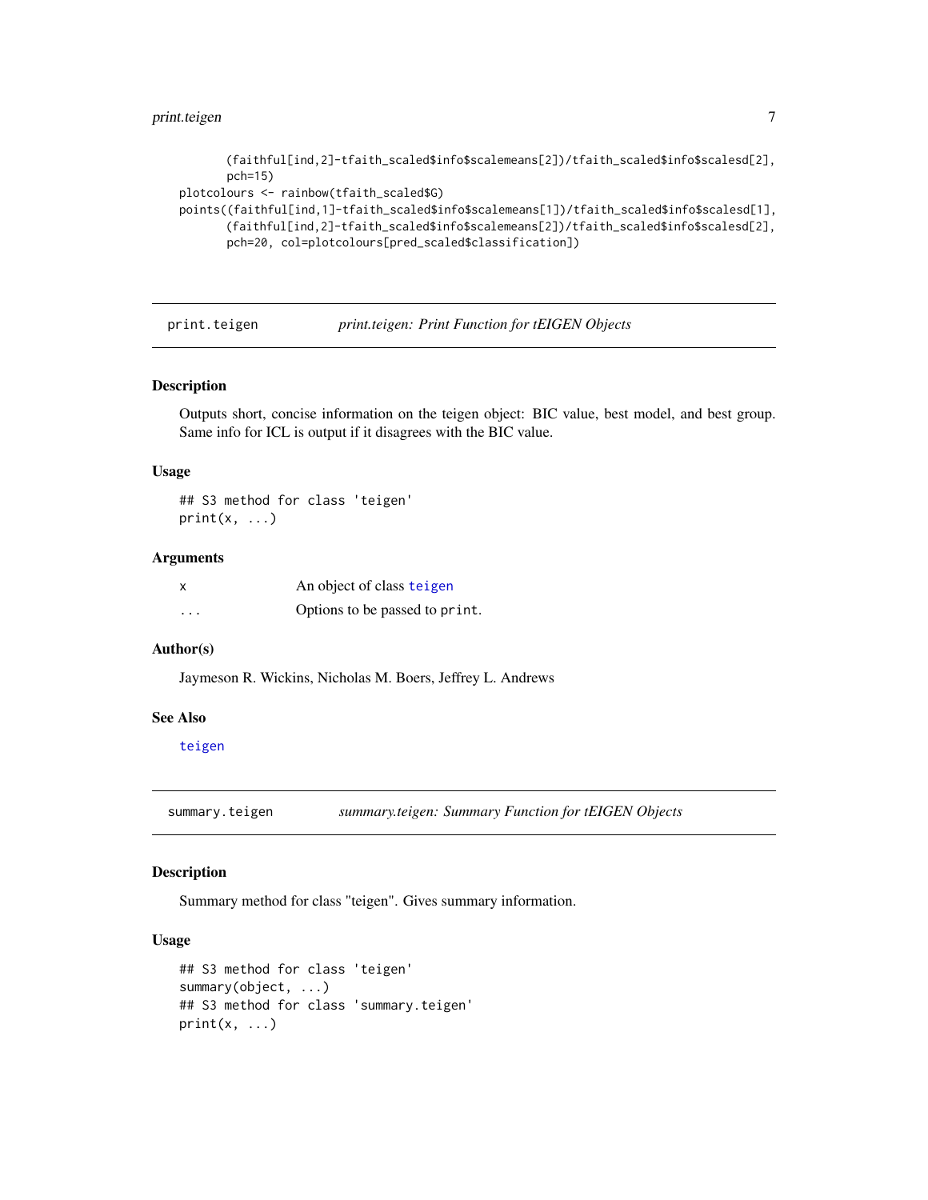```
       (faithful[ind,2]-tfaith_scaled$info$scalemeans[2])/tfaith_scaled$info$scalesd[2],
       pch=15)
plotcolours <- rainbow(tfaith_scaled$G)
points((faithful[ind,1]-tfaith_scaled$info$scalemeans[1])/tfaith_scaled$info$scalesd[1],
       (faithful[ind,2]-tfaith_scaled$info$scalemeans[2])/tfaith_scaled$info$scalesd[2],
       pch=20, col=plotcolours[pred_scaled$classification])
```

## print.teigen — *print.teigen: Print Function for tEIGEN Objects*

### Description

Outputs short, concise information on the teigen object: BIC value, best model, and best group. Same info for ICL is output if it disagrees with the BIC value.

### Usage

```
## S3 method for class 'teigen'
print(x, ...)
```

### Arguments

| | |
|---|---|
| `x` | An object of class `teigen` |
| `...` | Options to be passed to `print`. |

### Author(s)

Jaymeson R. Wickins, Nicholas M. Boers, Jeffrey L. Andrews

### See Also

`teigen`

## summary.teigen — *summary.teigen: Summary Function for tEIGEN Objects*

### Description

Summary method for class "teigen". Gives summary information.

### Usage

```
## S3 method for class 'teigen'
summary(object, ...)
## S3 method for class 'summary.teigen'
print(x, ...)
```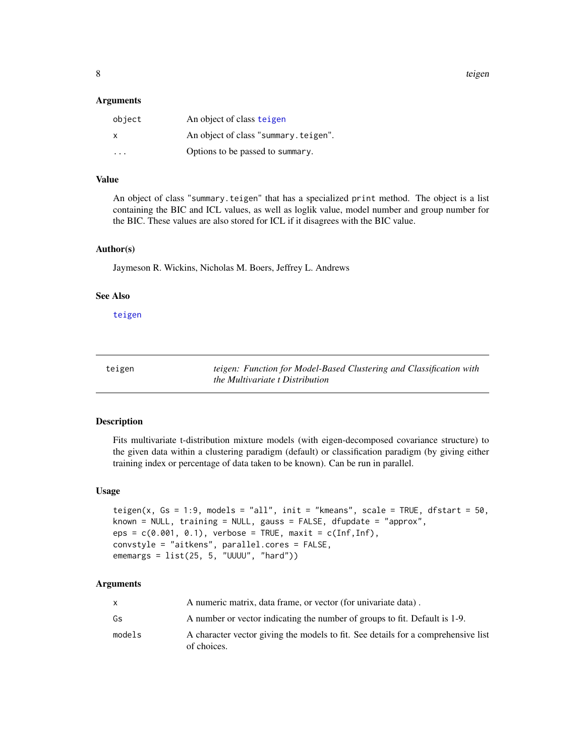### Arguments

| | |
|---|---|
| `object` | An object of class `teigen` |
| `x` | An object of class "`summary.teigen`". |
| `...` | Options to be passed to `summary`. |

### Value

An object of class "`summary.teigen`" that has a specialized `print` method. The object is a list containing the BIC and ICL values, as well as loglik value, model number and group number for the BIC. These values are also stored for ICL if it disagrees with the BIC value.

### Author(s)

Jaymeson R. Wickins, Nicholas M. Boers, Jeffrey L. Andrews

### See Also

`teigen`

---

## teigen — *teigen: Function for Model-Based Clustering and Classification with the Multivariate t Distribution*

---

### Description

Fits multivariate t-distribution mixture models (with eigen-decomposed covariance structure) to the given data within a clustering paradigm (default) or classification paradigm (by giving either training index or percentage of data taken to be known). Can be run in parallel.

### Usage

```
teigen(x, Gs = 1:9, models = "all", init = "kmeans", scale = TRUE, dfstart = 50,
known = NULL, training = NULL, gauss = FALSE, dfupdate = "approx",
eps = c(0.001, 0.1), verbose = TRUE, maxit = c(Inf,Inf),
convstyle = "aitkens", parallel.cores = FALSE,
ememargs = list(25, 5, "UUUU", "hard"))
```

### Arguments

| | |
|---|---|
| `x` | A numeric matrix, data frame, or vector (for univariate data) . |
| `Gs` | A number or vector indicating the number of groups to fit. Default is 1-9. |
| `models` | A character vector giving the models to fit. See details for a comprehensive list of choices. |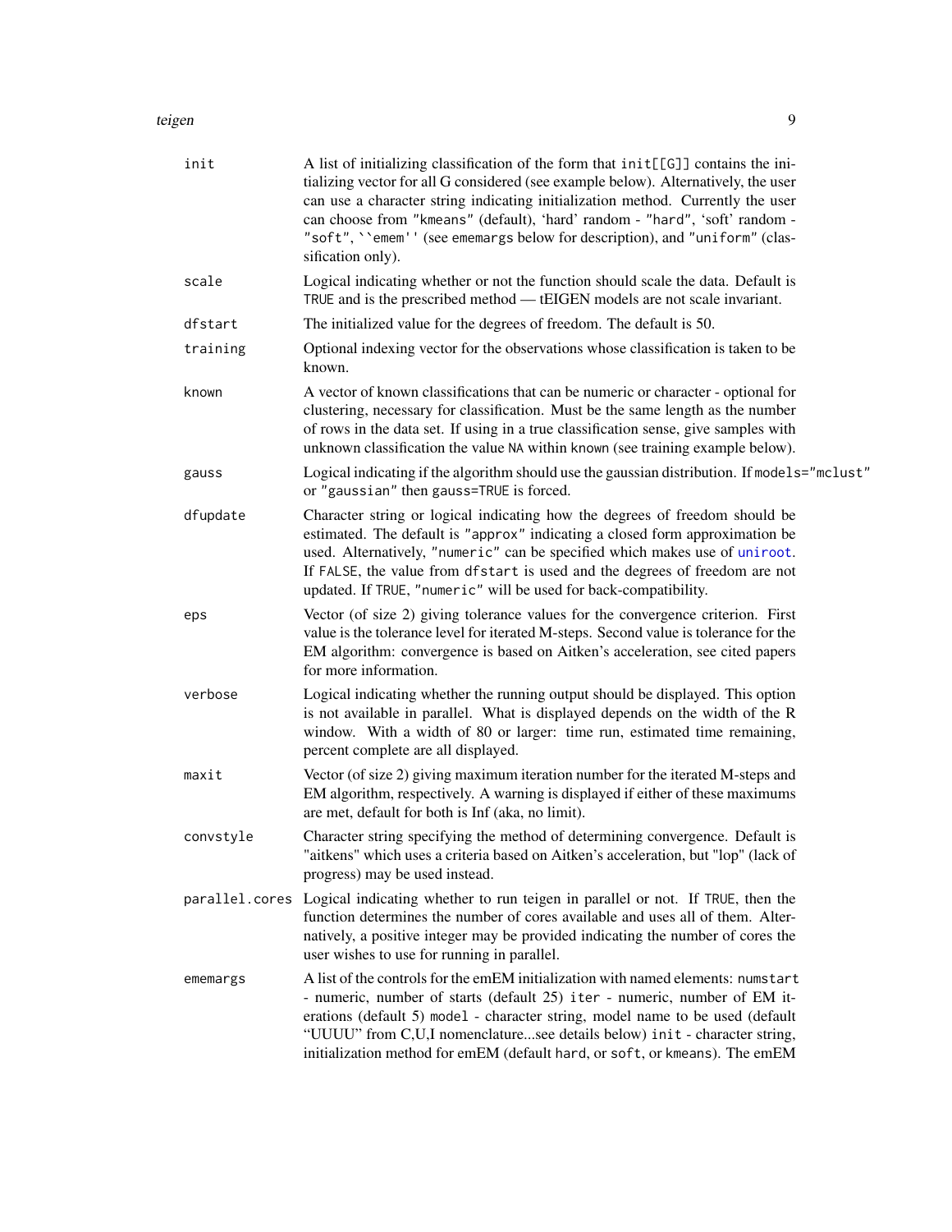| | |
|---|---|
| init | A list of initializing classification of the form that `init[[G]]` contains the initializing vector for all G considered (see example below). Alternatively, the user can use a character string indicating initialization method. Currently the user can choose from `"kmeans"` (default), 'hard' random - `"hard"`, 'soft' random - `"soft"`, ``` ``emem'' ``` (see `ememargs` below for description), and `"uniform"` (classification only). |
| scale | Logical indicating whether or not the function should scale the data. Default is `TRUE` and is the prescribed method — tEIGEN models are not scale invariant. |
| dfstart | The initialized value for the degrees of freedom. The default is 50. |
| training | Optional indexing vector for the observations whose classification is taken to be known. |
| known | A vector of known classifications that can be numeric or character - optional for clustering, necessary for classification. Must be the same length as the number of rows in the data set. If using in a true classification sense, give samples with unknown classification the value `NA` within `known` (see training example below). |
| gauss | Logical indicating if the algorithm should use the gaussian distribution. If `models="mclust"` or `"gaussian"` then `gauss=TRUE` is forced. |
| dfupdate | Character string or logical indicating how the degrees of freedom should be estimated. The default is `"approx"` indicating a closed form approximation be used. Alternatively, `"numeric"` can be specified which makes use of `uniroot`. If `FALSE`, the value from `dfstart` is used and the degrees of freedom are not updated. If `TRUE`, `"numeric"` will be used for back-compatibility. |
| eps | Vector (of size 2) giving tolerance values for the convergence criterion. First value is the tolerance level for iterated M-steps. Second value is tolerance for the EM algorithm: convergence is based on Aitken's acceleration, see cited papers for more information. |
| verbose | Logical indicating whether the running output should be displayed. This option is not available in parallel. What is displayed depends on the width of the R window. With a width of 80 or larger: time run, estimated time remaining, percent complete are all displayed. |
| maxit | Vector (of size 2) giving maximum iteration number for the iterated M-steps and EM algorithm, respectively. A warning is displayed if either of these maximums are met, default for both is Inf (aka, no limit). |
| convstyle | Character string specifying the method of determining convergence. Default is "aitkens" which uses a criteria based on Aitken's acceleration, but "lop" (lack of progress) may be used instead. |
| parallel.cores | Logical indicating whether to run teigen in parallel or not. If `TRUE`, then the function determines the number of cores available and uses all of them. Alternatively, a positive integer may be provided indicating the number of cores the user wishes to use for running in parallel. |
| ememargs | A list of the controls for the emEM initialization with named elements: `numstart` - numeric, number of starts (default 25) `iter` - numeric, number of EM iterations (default 5) `model` - character string, model name to be used (default "UUUU" from C,U,I nomenclature...see details below) `init` - character string, initialization method for emEM (default `hard`, or `soft`, or `kmeans`). The emEM |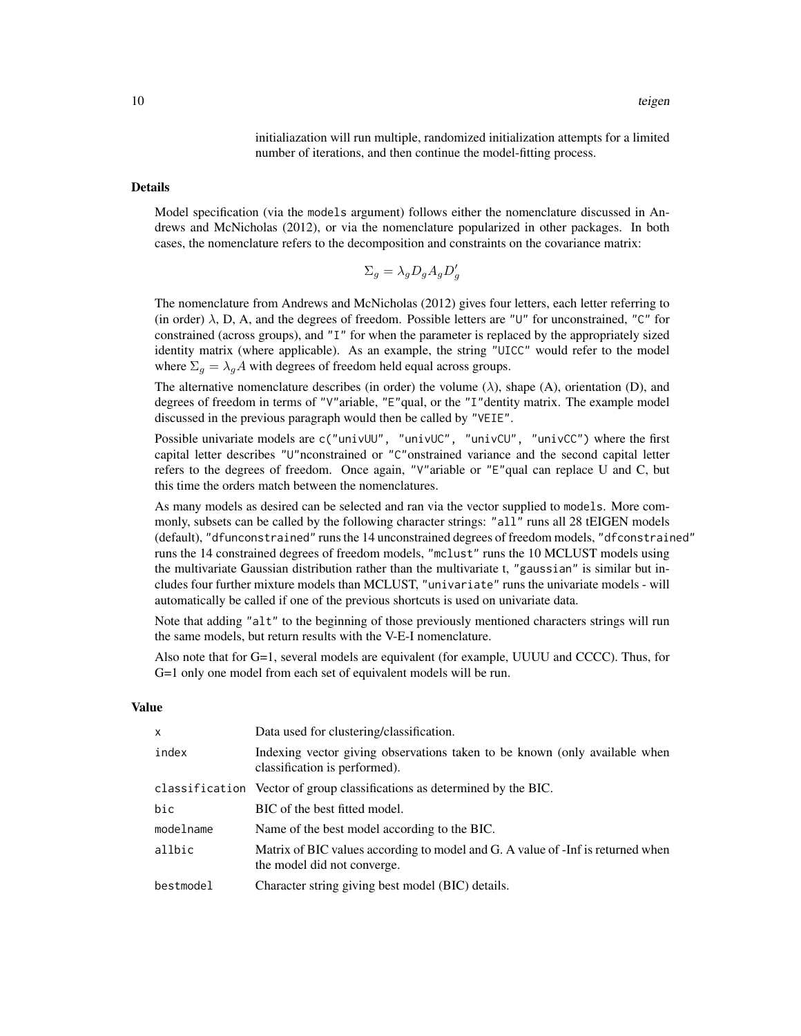initialiazation will run multiple, randomized initialization attempts for a limited number of iterations, and then continue the model-fitting process.

## Details

Model specification (via the `models` argument) follows either the nomenclature discussed in Andrews and McNicholas (2012), or via the nomenclature popularized in other packages. In both cases, the nomenclature refers to the decomposition and constraints on the covariance matrix:

$$\Sigma_g = \lambda_g D_g A_g D_g'$$

The nomenclature from Andrews and McNicholas (2012) gives four letters, each letter referring to (in order) $\lambda$, D, A, and the degrees of freedom. Possible letters are "U" for unconstrained, "C" for constrained (across groups), and "I" for when the parameter is replaced by the appropriately sized identity matrix (where applicable). As an example, the string "UICC" would refer to the model where $\Sigma_g = \lambda_g A$ with degrees of freedom held equal across groups.

The alternative nomenclature describes (in order) the volume ($\lambda$), shape (A), orientation (D), and degrees of freedom in terms of "V"ariable, "E"qual, or the "I"dentity matrix. The example model discussed in the previous paragraph would then be called by "VEIE".

Possible univariate models are `c("univUU", "univUC", "univCU", "univCC")` where the first capital letter describes "U"nconstrained or "C"onstrained variance and the second capital letter refers to the degrees of freedom. Once again, "V"ariable or "E"qual can replace U and C, but this time the orders match between the nomenclatures.

As many models as desired can be selected and ran via the vector supplied to `models`. More commonly, subsets can be called by the following character strings: "all" runs all 28 tEIGEN models (default), "dfunconstrained" runs the 14 unconstrained degrees of freedom models, "dfconstrained" runs the 14 constrained degrees of freedom models, "mclust" runs the 10 MCLUST models using the multivariate Gaussian distribution rather than the multivariate t, "gaussian" is similar but includes four further mixture models than MCLUST, "univariate" runs the univariate models - will automatically be called if one of the previous shortcuts is used on univariate data.

Note that adding "alt" to the beginning of those previously mentioned characters strings will run the same models, but return results with the V-E-I nomenclature.

Also note that for G=1, several models are equivalent (for example, UUUU and CCCC). Thus, for G=1 only one model from each set of equivalent models will be run.

## Value

| | |
|---|---|
| `x` | Data used for clustering/classification. |
| `index` | Indexing vector giving observations taken to be known (only available when classification is performed). |
| `classification` | Vector of group classifications as determined by the BIC. |
| `bic` | BIC of the best fitted model. |
| `modelname` | Name of the best model according to the BIC. |
| `allbic` | Matrix of BIC values according to model and G. A value of -Inf is returned when the model did not converge. |
| `bestmodel` | Character string giving best model (BIC) details. |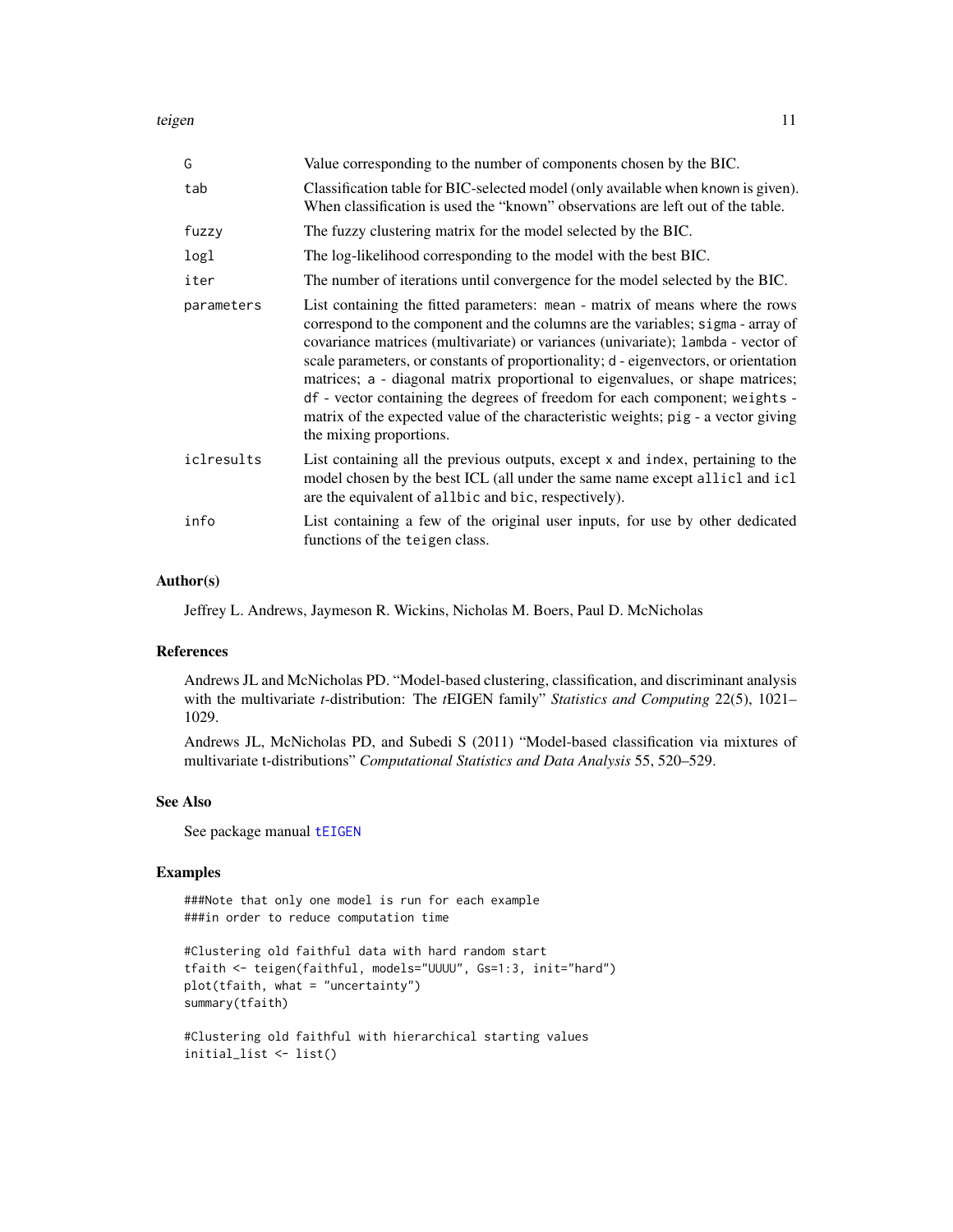| | |
|---|---|
| G | Value corresponding to the number of components chosen by the BIC. |
| tab | Classification table for BIC-selected model (only available when known is given). When classification is used the "known" observations are left out of the table. |
| fuzzy | The fuzzy clustering matrix for the model selected by the BIC. |
| logl | The log-likelihood corresponding to the model with the best BIC. |
| iter | The number of iterations until convergence for the model selected by the BIC. |
| parameters | List containing the fitted parameters: mean - matrix of means where the rows correspond to the component and the columns are the variables; sigma - array of covariance matrices (multivariate) or variances (univariate); lambda - vector of scale parameters, or constants of proportionality; d - eigenvectors, or orientation matrices; a - diagonal matrix proportional to eigenvalues, or shape matrices; df - vector containing the degrees of freedom for each component; weights - matrix of the expected value of the characteristic weights; pig - a vector giving the mixing proportions. |
| iclresults | List containing all the previous outputs, except x and index, pertaining to the model chosen by the best ICL (all under the same name except allicl and icl are the equivalent of allbic and bic, respectively). |
| info | List containing a few of the original user inputs, for use by other dedicated functions of the teigen class. |

## Author(s)

Jeffrey L. Andrews, Jaymeson R. Wickins, Nicholas M. Boers, Paul D. McNicholas

## References

Andrews JL and McNicholas PD. "Model-based clustering, classification, and discriminant analysis with the multivariate *t*-distribution: The *t*EIGEN family" *Statistics and Computing* 22(5), 1021–1029.

Andrews JL, McNicholas PD, and Subedi S (2011) "Model-based classification via mixtures of multivariate t-distributions" *Computational Statistics and Data Analysis* 55, 520–529.

## See Also

See package manual tEIGEN

## Examples

```
###Note that only one model is run for each example
###in order to reduce computation time

#Clustering old faithful data with hard random start
tfaith <- teigen(faithful, models="UUUU", Gs=1:3, init="hard")
plot(tfaith, what = "uncertainty")
summary(tfaith)

#Clustering old faithful with hierarchical starting values
initial_list <- list()
```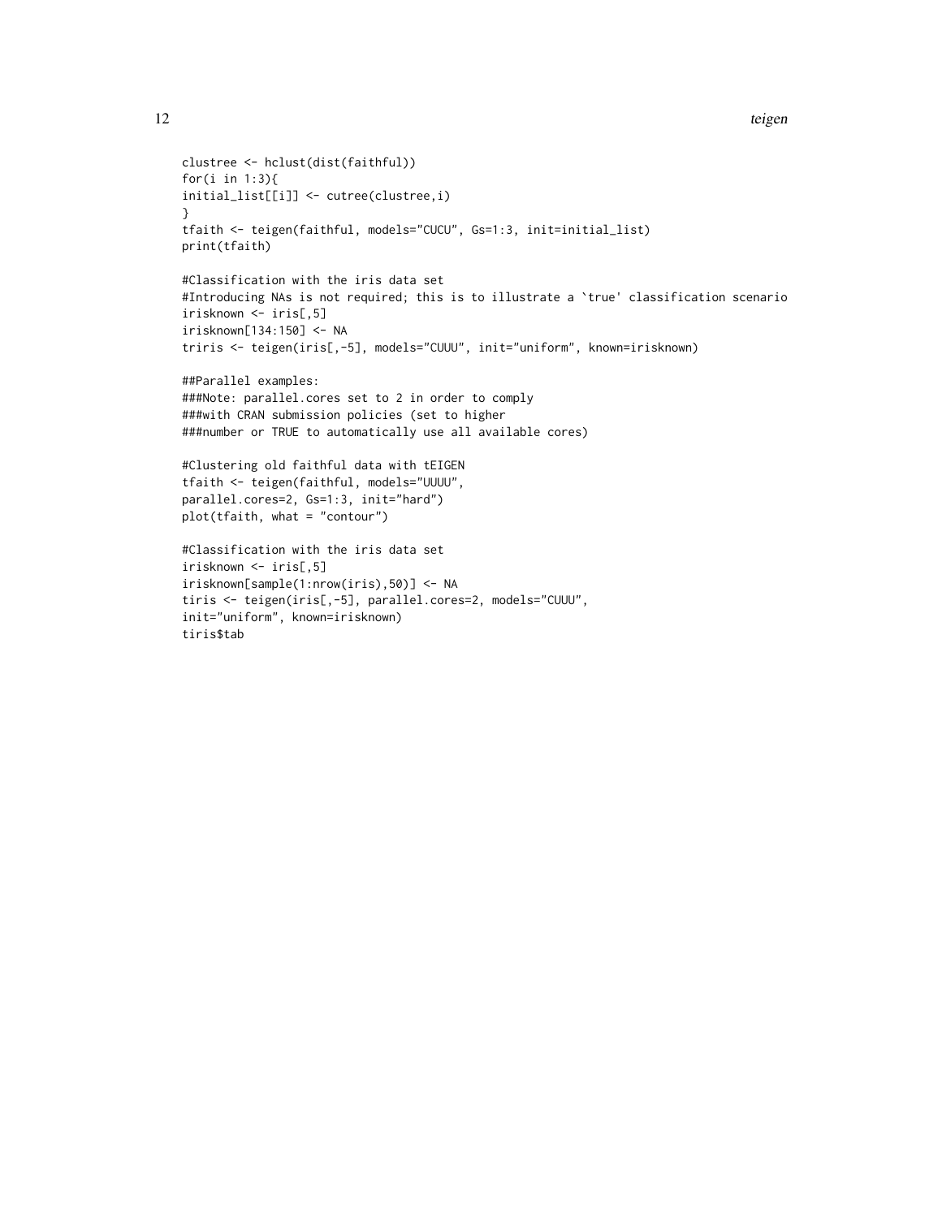```
clustree <- hclust(dist(faithful))
for(i in 1:3){
initial_list[[i]] <- cutree(clustree,i)
}
tfaith <- teigen(faithful, models="CUCU", Gs=1:3, init=initial_list)
print(tfaith)

#Classification with the iris data set
#Introducing NAs is not required; this is to illustrate a `true' classification scenario
irisknown <- iris[,5]
irisknown[134:150] <- NA
triris <- teigen(iris[,-5], models="CUUU", init="uniform", known=irisknown)

##Parallel examples:
###Note: parallel.cores set to 2 in order to comply
###with CRAN submission policies (set to higher
###number or TRUE to automatically use all available cores)

#Clustering old faithful data with tEIGEN
tfaith <- teigen(faithful, models="UUUU",
parallel.cores=2, Gs=1:3, init="hard")
plot(tfaith, what = "contour")

#Classification with the iris data set
irisknown <- iris[,5]
irisknown[sample(1:nrow(iris),50)] <- NA
tiris <- teigen(iris[,-5], parallel.cores=2, models="CUUU",
init="uniform", known=irisknown)
tiris$tab
```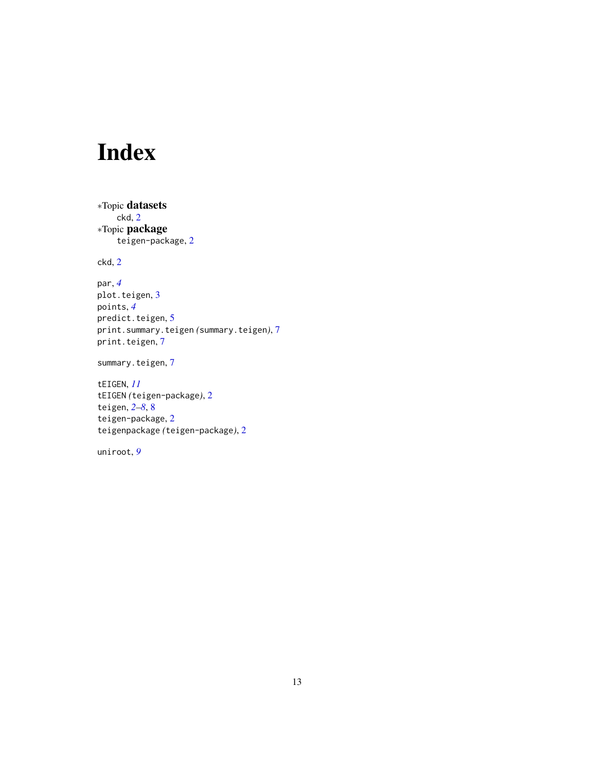# Index

*Topic **datasets**
  ckd, 2

*Topic **package**
  teigen-package, 2

ckd, 2

par, *4*
plot.teigen, 3
points, *4*
predict.teigen, 5
print.summary.teigen *(*summary.teigen*)*, 7
print.teigen, 7

summary.teigen, 7

tEIGEN, *11*
tEIGEN *(*teigen-package*)*, 2
teigen, *2–8*, 8
teigen-package, 2
teigenpackage *(*teigen-package*)*, 2

uniroot, *9*